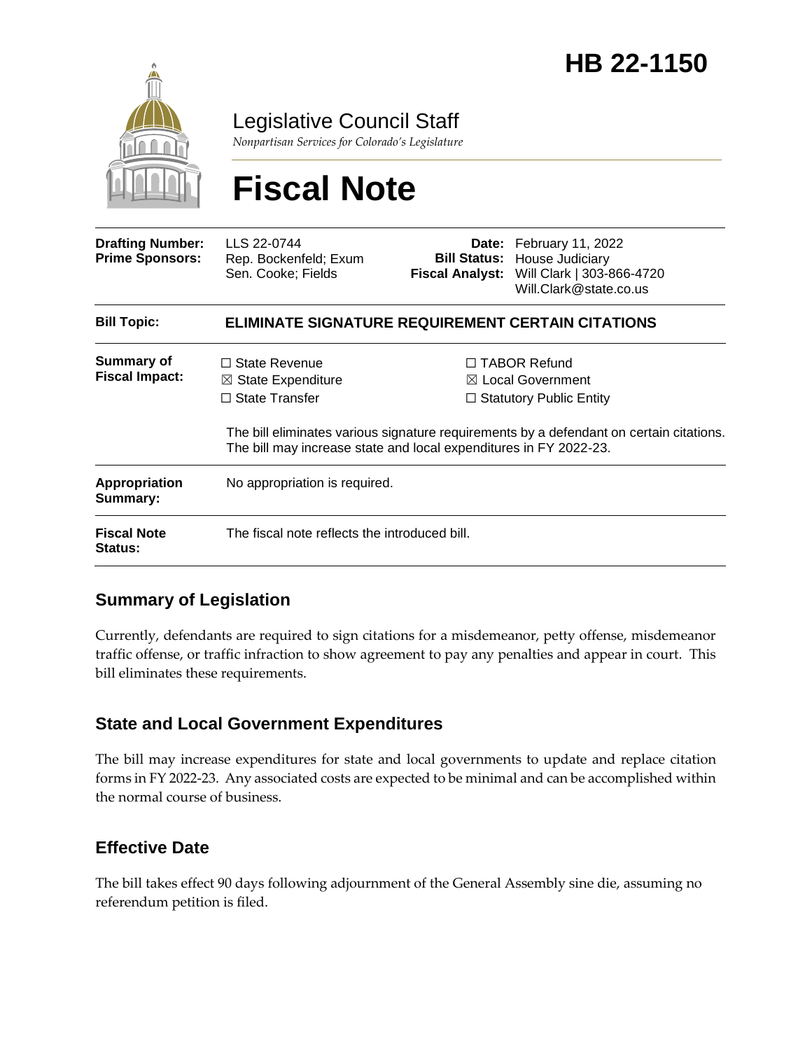# HB 22-1150

Legislative Council Staff

*Nonpartisan Services for Colorado's Legislature*

# Fiscal Note

| | | | |
|---|---|---|---|
| **Drafting Number:** | LLS 22-0744 | **Date:** | February 11, 2022 |
| **Prime Sponsors:** | Rep. Bockenfeld; Exum<br>Sen. Cooke; Fields | **Bill Status:** | House Judiciary |
| | | **Fiscal Analyst:** | Will Clark \| 303-866-4720<br>Will.Clark@state.co.us |

| | |
|---|---|
| **Bill Topic:** | **ELIMINATE SIGNATURE REQUIREMENT CERTAIN CITATIONS** |
| **Summary of Fiscal Impact:** | ☐ State Revenue<br>☒ State Expenditure<br>☐ State Transfer<br>☐ TABOR Refund<br>☒ Local Government<br>☐ Statutory Public Entity<br><br>The bill eliminates various signature requirements by a defendant on certain citations. The bill may increase state and local expenditures in FY 2022-23. |
| **Appropriation Summary:** | No appropriation is required. |
| **Fiscal Note Status:** | The fiscal note reflects the introduced bill. |

## Summary of Legislation

Currently, defendants are required to sign citations for a misdemeanor, petty offense, misdemeanor traffic offense, or traffic infraction to show agreement to pay any penalties and appear in court. This bill eliminates these requirements.

## State and Local Government Expenditures

The bill may increase expenditures for state and local governments to update and replace citation forms in FY 2022-23. Any associated costs are expected to be minimal and can be accomplished within the normal course of business.

## Effective Date

The bill takes effect 90 days following adjournment of the General Assembly sine die, assuming no referendum petition is filed.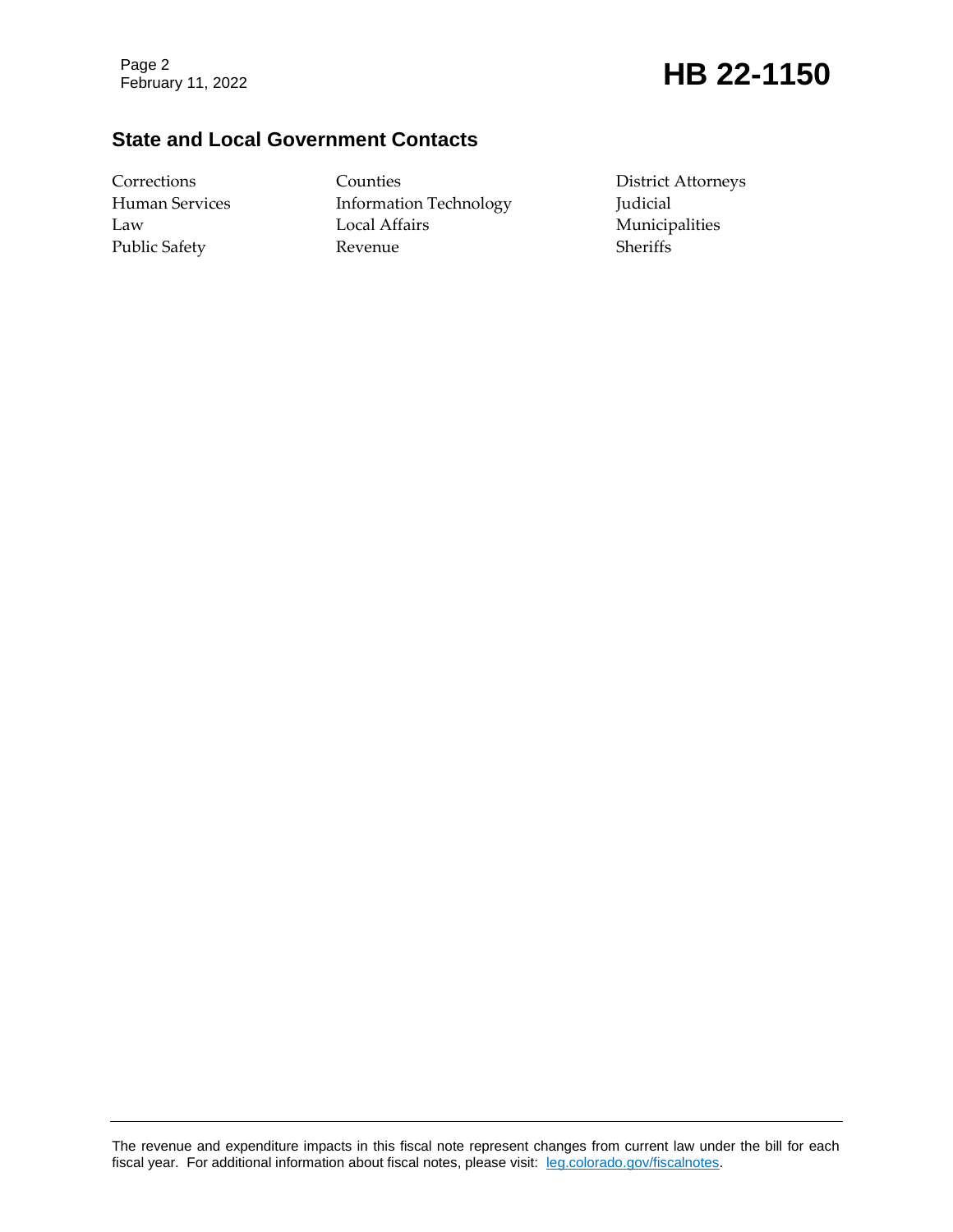## State and Local Government Contacts

| | | |
|---|---|---|
| Corrections | Counties | District Attorneys |
| Human Services | Information Technology | Judicial |
| Law | Local Affairs | Municipalities |
| Public Safety | Revenue | Sheriffs |

The revenue and expenditure impacts in this fiscal note represent changes from current law under the bill for each fiscal year. For additional information about fiscal notes, please visit: leg.colorado.gov/fiscalnotes.